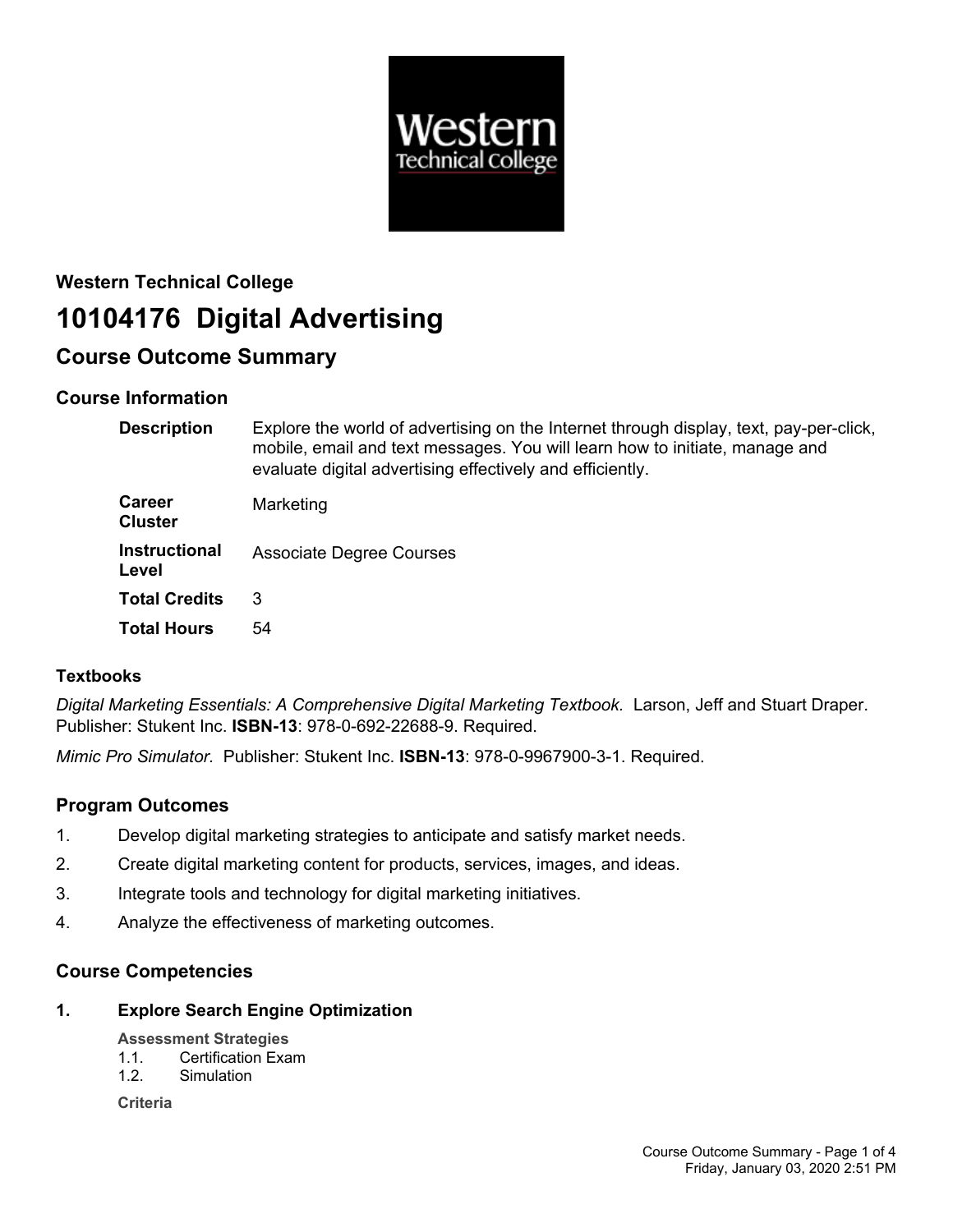**Western Technical College**

# 10104176 Digital Advertising

## Course Outcome Summary

### Course Information

| | |
|---|---|
| **Description** | Explore the world of advertising on the Internet through display, text, pay-per-click, mobile, email and text messages. You will learn how to initiate, manage and evaluate digital advertising effectively and efficiently. |
| **Career Cluster** | Marketing |
| **Instructional Level** | Associate Degree Courses |
| **Total Credits** | 3 |
| **Total Hours** | 54 |

### Textbooks

*Digital Marketing Essentials: A Comprehensive Digital Marketing Textbook.* Larson, Jeff and Stuart Draper. Publisher: Stukent Inc. **ISBN-13**: 978-0-692-22688-9. Required.

*Mimic Pro Simulator.* Publisher: Stukent Inc. **ISBN-13**: 978-0-9967900-3-1. Required.

### Program Outcomes

1. Develop digital marketing strategies to anticipate and satisfy market needs.
2. Create digital marketing content for products, services, images, and ideas.
3. Integrate tools and technology for digital marketing initiatives.
4. Analyze the effectiveness of marketing outcomes.

### Course Competencies

**1. Explore Search Engine Optimization**

**Assessment Strategies**

1.1. Certification Exam
1.2. Simulation

**Criteria**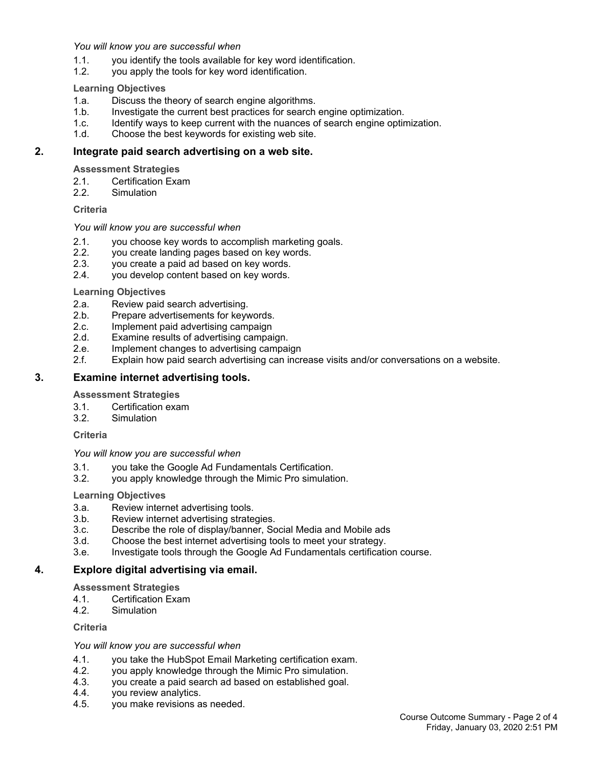*You will know you are successful when*

1.1. you identify the tools available for key word identification.
1.2. you apply the tools for key word identification.

**Learning Objectives**

1.a. Discuss the theory of search engine algorithms.
1.b. Investigate the current best practices for search engine optimization.
1.c. Identify ways to keep current with the nuances of search engine optimization.
1.d. Choose the best keywords for existing web site.

## 2. Integrate paid search advertising on a web site.

**Assessment Strategies**

2.1. Certification Exam
2.2. Simulation

**Criteria**

*You will know you are successful when*

2.1. you choose key words to accomplish marketing goals.
2.2. you create landing pages based on key words.
2.3. you create a paid ad based on key words.
2.4. you develop content based on key words.

**Learning Objectives**

2.a. Review paid search advertising.
2.b. Prepare advertisements for keywords.
2.c. Implement paid advertising campaign
2.d. Examine results of advertising campaign.
2.e. Implement changes to advertising campaign
2.f. Explain how paid search advertising can increase visits and/or conversations on a website.

## 3. Examine internet advertising tools.

**Assessment Strategies**

3.1. Certification exam
3.2. Simulation

**Criteria**

*You will know you are successful when*

3.1. you take the Google Ad Fundamentals Certification.
3.2. you apply knowledge through the Mimic Pro simulation.

**Learning Objectives**

3.a. Review internet advertising tools.
3.b. Review internet advertising strategies.
3.c. Describe the role of display/banner, Social Media and Mobile ads
3.d. Choose the best internet advertising tools to meet your strategy.
3.e. Investigate tools through the Google Ad Fundamentals certification course.

## 4. Explore digital advertising via email.

**Assessment Strategies**

4.1. Certification Exam
4.2. Simulation

**Criteria**

*You will know you are successful when*

4.1. you take the HubSpot Email Marketing certification exam.
4.2. you apply knowledge through the Mimic Pro simulation.
4.3. you create a paid search ad based on established goal.
4.4. you review analytics.
4.5. you make revisions as needed.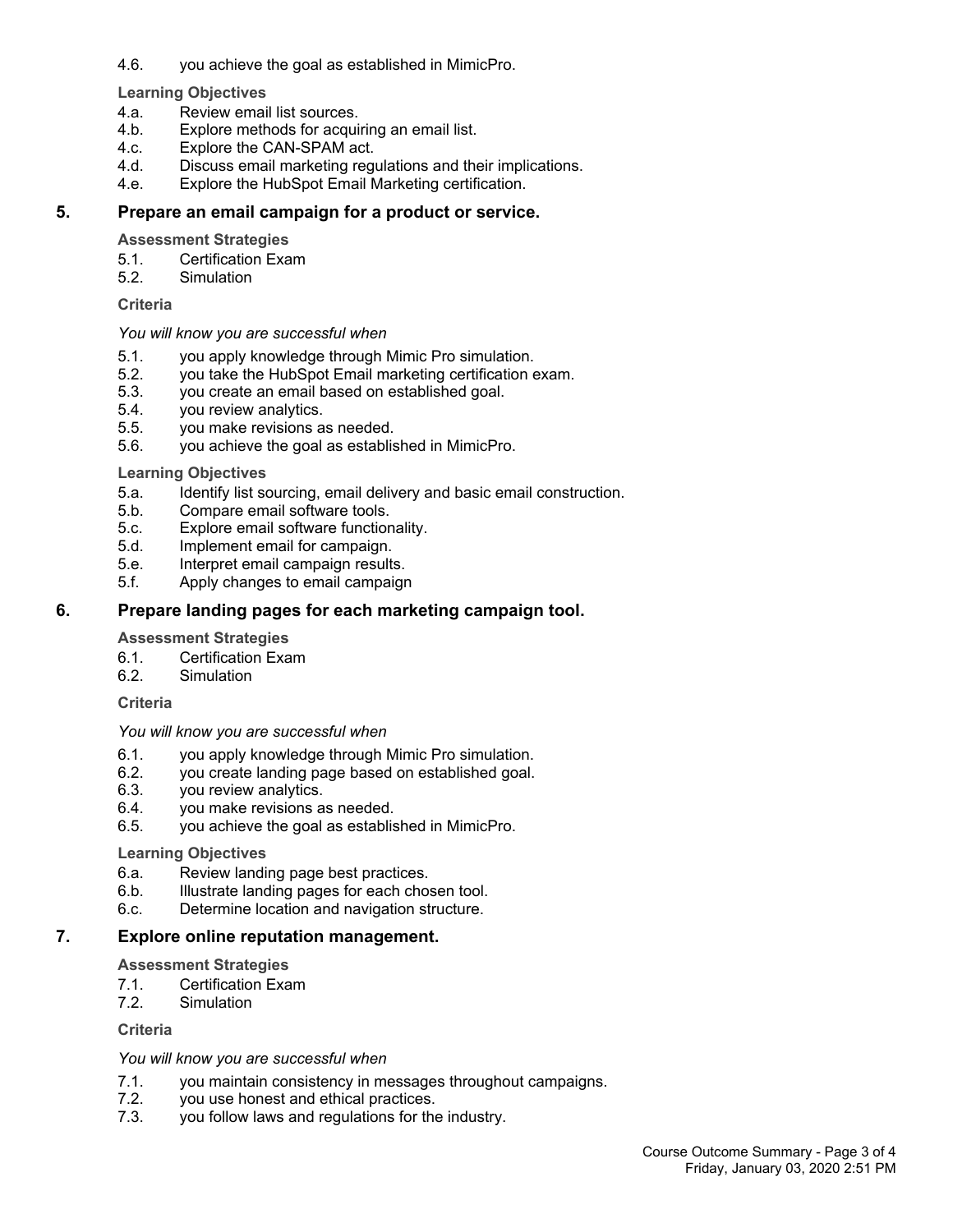4.6. you achieve the goal as established in MimicPro.

**Learning Objectives**

4.a. Review email list sources.
4.b. Explore methods for acquiring an email list.
4.c. Explore the CAN-SPAM act.
4.d. Discuss email marketing regulations and their implications.
4.e. Explore the HubSpot Email Marketing certification.

## 5. Prepare an email campaign for a product or service.

**Assessment Strategies**

5.1. Certification Exam
5.2. Simulation

**Criteria**

*You will know you are successful when*

5.1. you apply knowledge through Mimic Pro simulation.
5.2. you take the HubSpot Email marketing certification exam.
5.3. you create an email based on established goal.
5.4. you review analytics.
5.5. you make revisions as needed.
5.6. you achieve the goal as established in MimicPro.

**Learning Objectives**

5.a. Identify list sourcing, email delivery and basic email construction.
5.b. Compare email software tools.
5.c. Explore email software functionality.
5.d. Implement email for campaign.
5.e. Interpret email campaign results.
5.f. Apply changes to email campaign

## 6. Prepare landing pages for each marketing campaign tool.

**Assessment Strategies**

6.1. Certification Exam
6.2. Simulation

**Criteria**

*You will know you are successful when*

6.1. you apply knowledge through Mimic Pro simulation.
6.2. you create landing page based on established goal.
6.3. you review analytics.
6.4. you make revisions as needed.
6.5. you achieve the goal as established in MimicPro.

**Learning Objectives**

6.a. Review landing page best practices.
6.b. Illustrate landing pages for each chosen tool.
6.c. Determine location and navigation structure.

## 7. Explore online reputation management.

**Assessment Strategies**

7.1. Certification Exam
7.2. Simulation

**Criteria**

*You will know you are successful when*

7.1. you maintain consistency in messages throughout campaigns.
7.2. you use honest and ethical practices.
7.3. you follow laws and regulations for the industry.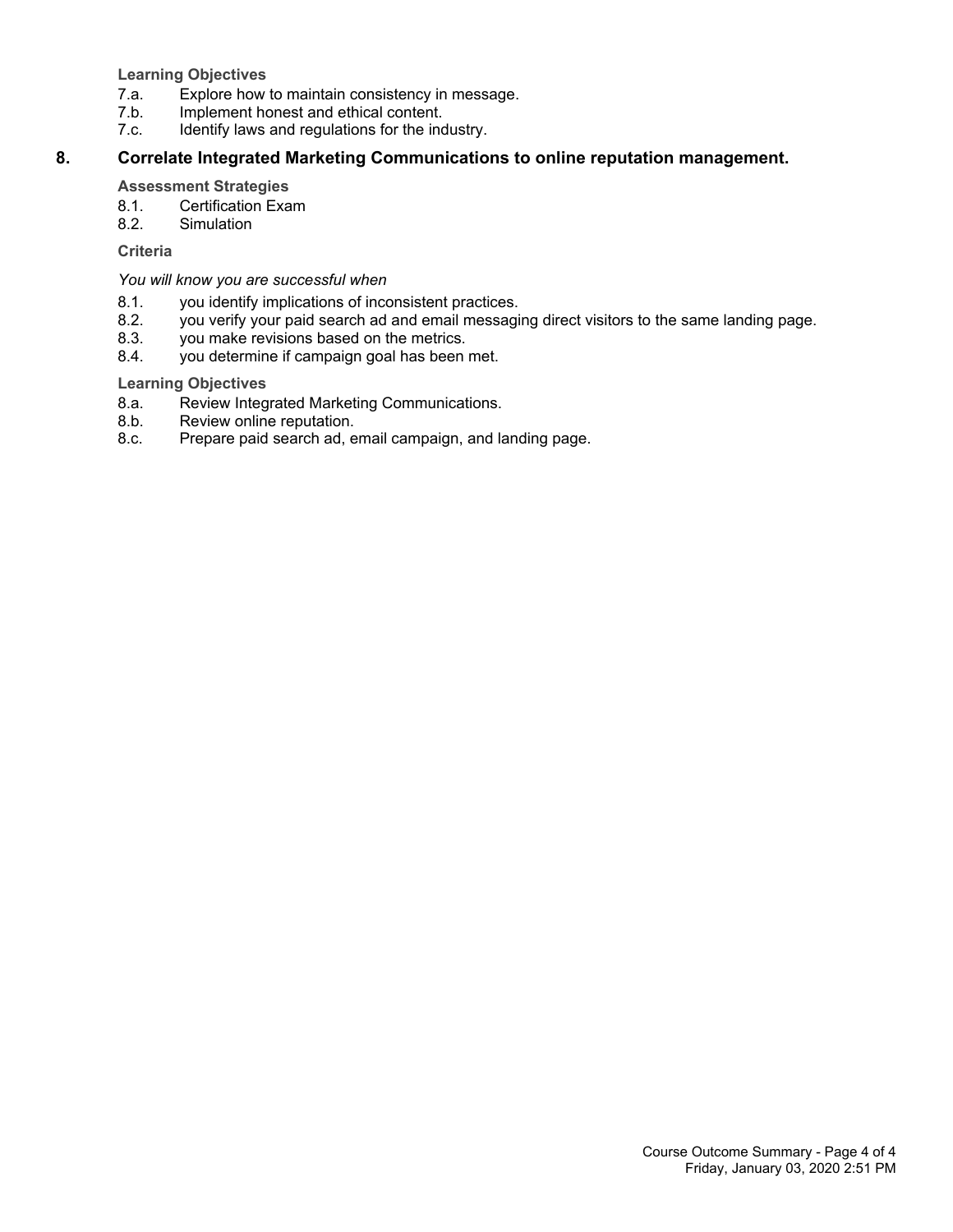**Learning Objectives**

7.a. Explore how to maintain consistency in message.
7.b. Implement honest and ethical content.
7.c. Identify laws and regulations for the industry.

## 8. Correlate Integrated Marketing Communications to online reputation management.

**Assessment Strategies**

8.1. Certification Exam
8.2. Simulation

**Criteria**

*You will know you are successful when*

8.1. you identify implications of inconsistent practices.
8.2. you verify your paid search ad and email messaging direct visitors to the same landing page.
8.3. you make revisions based on the metrics.
8.4. you determine if campaign goal has been met.

**Learning Objectives**

8.a. Review Integrated Marketing Communications.
8.b. Review online reputation.
8.c. Prepare paid search ad, email campaign, and landing page.